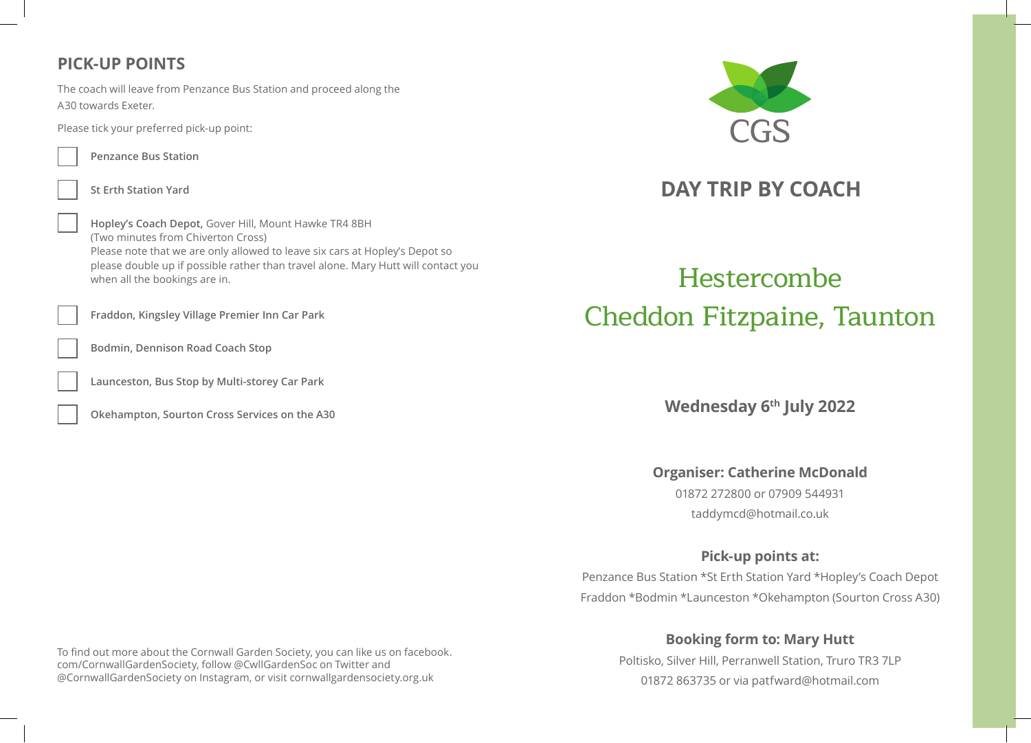## PICK-UP POINTS

The coach will leave from Penzance Bus Station and proceed along the A30 towards Exeter.

Please tick your preferred pick-up point:

- ☐ **Penzance Bus Station**
- ☐ **St Erth Station Yard**
- ☐ **Hopley's Coach Depot,** Gover Hill, Mount Hawke TR4 8BH (Two minutes from Chiverton Cross) Please note that we are only allowed to leave six cars at Hopley's Depot so please double up if possible rather than travel alone. Mary Hutt will contact you when all the bookings are in.
- ☐ **Fraddon, Kingsley Village Premier Inn Car Park**
- ☐ **Bodmin, Dennison Road Coach Stop**
- ☐ **Launceston, Bus Stop by Multi-storey Car Park**
- ☐ **Okehampton, Sourton Cross Services on the A30**

To find out more about the Cornwall Garden Society, you can like us on facebook.com/CornwallGardenSociety, follow @CwllGardenSoc on Twitter and @CornwallGardenSociety on Instagram, or visit cornwallgardensociety.org.uk

CGS

# DAY TRIP BY COACH

# Hestercombe
# Cheddon Fitzpaine, Taunton

**Wednesday 6th July 2022**

**Organiser: Catherine McDonald**

01872 272800 or 07909 544931

taddymcd@hotmail.co.uk

**Pick-up points at:**

Penzance Bus Station *St Erth Station Yard *Hopley's Coach Depot
Fraddon *Bodmin *Launceston *Okehampton (Sourton Cross A30)

**Booking form to: Mary Hutt**

Poltisko, Silver Hill, Perranwell Station, Truro TR3 7LP

01872 863735 or via patfward@hotmail.com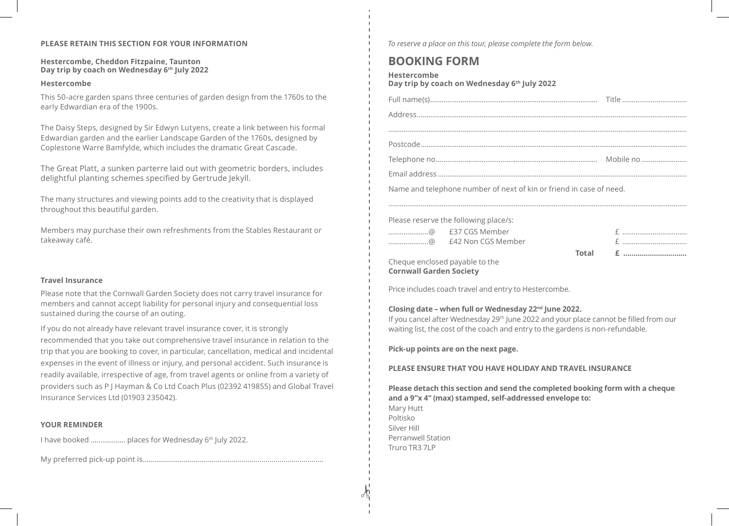**PLEASE RETAIN THIS SECTION FOR YOUR INFORMATION**

**Hestercombe, Cheddon Fitzpaine, Taunton**
**Day trip by coach on Wednesday 6th July 2022**

**Hestercombe**

This 50-acre garden spans three centuries of garden design from the 1760s to the early Edwardian era of the 1900s.

The Daisy Steps, designed by Sir Edwyn Lutyens, create a link between his formal Edwardian garden and the earlier Landscape Garden of the 1760s, designed by Coplestone Warre Bamfylde, which includes the dramatic Great Cascade.

The Great Platt, a sunken parterre laid out with geometric borders, includes delightful planting schemes specified by Gertrude Jekyll.

The many structures and viewing points add to the creativity that is displayed throughout this beautiful garden.

Members may purchase their own refreshments from the Stables Restaurant or takeaway café.

**Travel Insurance**

Please note that the Cornwall Garden Society does not carry travel insurance for members and cannot accept liability for personal injury and consequential loss sustained during the course of an outing.

If you do not already have relevant travel insurance cover, it is strongly recommended that you take out comprehensive travel insurance in relation to the trip that you are booking to cover, in particular, cancellation, medical and incidental expenses in the event of illness or injury, and personal accident. Such insurance is readily available, irrespective of age, from travel agents or online from a variety of providers such as P J Hayman & Co Ltd Coach Plus (02392 419855) and Global Travel Insurance Services Ltd (01903 235042).

**YOUR REMINDER**

I have booked .................. places for Wednesday 6th July 2022.

My preferred pick-up point is...........................................................................................

*To reserve a place on this tour, please complete the form below.*

# BOOKING FORM

**Hestercombe**
**Day trip by coach on Wednesday 6th July 2022**

Full name(s)........................................................................................ Title ..................................

Address.............................................................................................................................................

.........................................................................................................................................................

Postcode...........................................................................................................................................

Telephone no..................................................................................... Mobile no........................

Email address ..................................................................................................................................

Name and telephone number of next of kin or friend in case of need.

.........................................................................................................................................................

Please reserve the following place/s:

.....................@ £37 CGS Member £ ..................................

.....................@ £42 Non CGS Member £ ..................................

**Total £ ..............................**

Cheque enclosed payable to the
**Cornwall Garden Society**

Price includes coach travel and entry to Hestercombe.

**Closing date – when full or Wednesday 22nd June 2022.**
If you cancel after Wednesday 29th June 2022 and your place cannot be filled from our waiting list, the cost of the coach and entry to the gardens is non-refundable.

**Pick-up points are on the next page.**

**PLEASE ENSURE THAT YOU HAVE HOLIDAY AND TRAVEL INSURANCE**

**Please detach this section and send the completed booking form with a cheque and a 9"x 4" (max) stamped, self-addressed envelope to:**

Mary Hutt
Poltisko
Silver Hill
Perranwell Station
Truro TR3 7LP